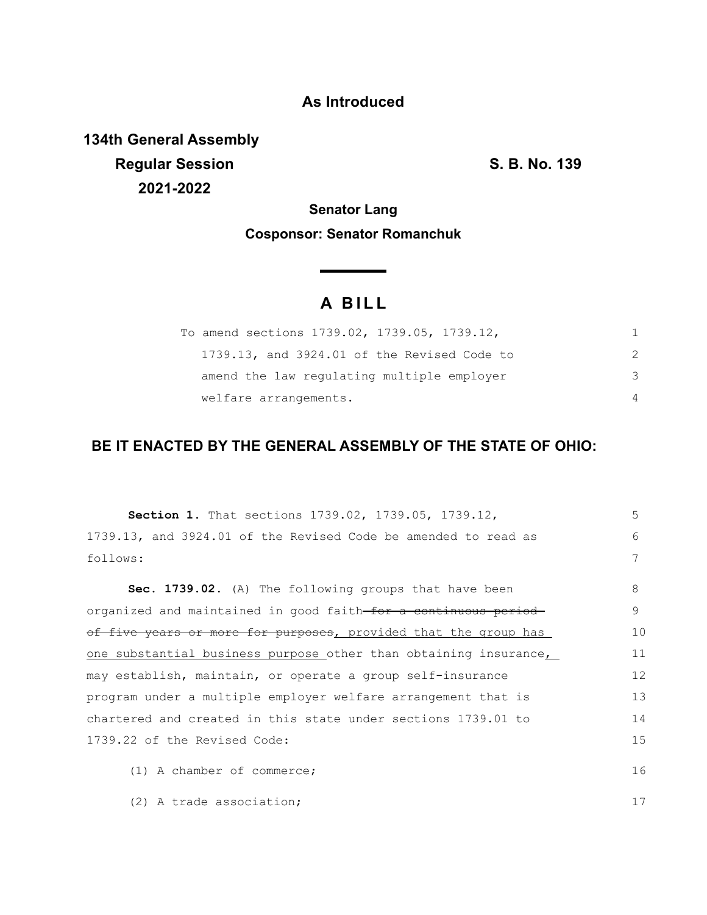**As Introduced**

**134th General Assembly**
**Regular Session**
**2021-2022**

**S. B. No. 139**

**Senator Lang**

**Cosponsor: Senator Romanchuk**

# A BILL

To amend sections 1739.02, 1739.05, 1739.12, 1739.13, and 3924.01 of the Revised Code to amend the law regulating multiple employer welfare arrangements.

## BE IT ENACTED BY THE GENERAL ASSEMBLY OF THE STATE OF OHIO:

**Section 1.** That sections 1739.02, 1739.05, 1739.12, 1739.13, and 3924.01 of the Revised Code be amended to read as follows:

**Sec. 1739.02.** (A) The following groups that have been organized and maintained in good faith ~~for a continuous period of five years or more for purposes~~<u>, provided that the group has one substantial business purpose</u> other than obtaining insurance<u>,</u> may establish, maintain, or operate a group self-insurance program under a multiple employer welfare arrangement that is chartered and created in this state under sections 1739.01 to 1739.22 of the Revised Code:

(1) A chamber of commerce;

(2) A trade association;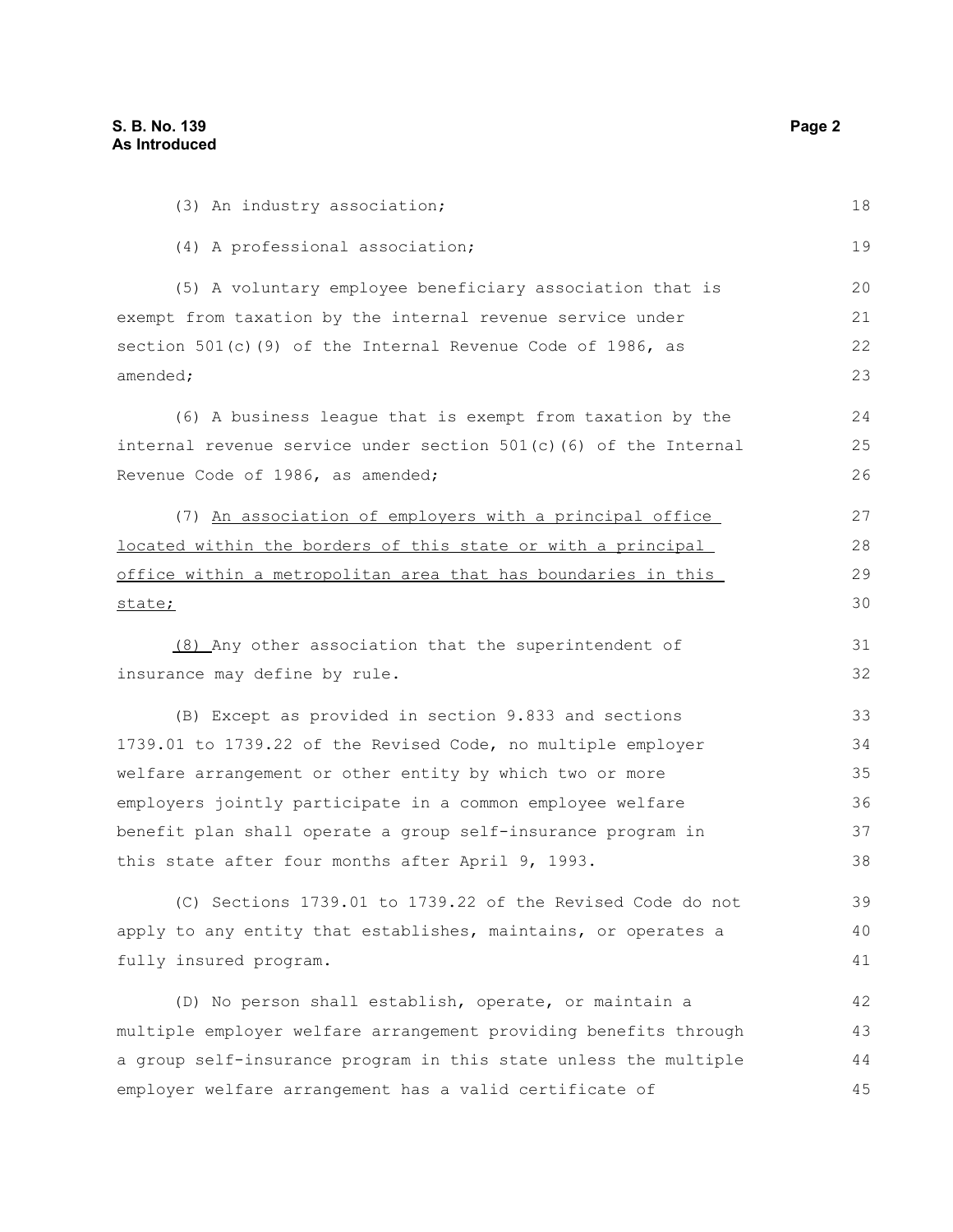(3) An industry association;

(4) A professional association;

(5) A voluntary employee beneficiary association that is exempt from taxation by the internal revenue service under section 501(c)(9) of the Internal Revenue Code of 1986, as amended;

(6) A business league that is exempt from taxation by the internal revenue service under section 501(c)(6) of the Internal Revenue Code of 1986, as amended;

(7) <u>An association of employers with a principal office located within the borders of this state or with a principal office within a metropolitan area that has boundaries in this state;</u>

<u>(8)</u> Any other association that the superintendent of insurance may define by rule.

(B) Except as provided in section 9.833 and sections 1739.01 to 1739.22 of the Revised Code, no multiple employer welfare arrangement or other entity by which two or more employers jointly participate in a common employee welfare benefit plan shall operate a group self-insurance program in this state after four months after April 9, 1993.

(C) Sections 1739.01 to 1739.22 of the Revised Code do not apply to any entity that establishes, maintains, or operates a fully insured program.

(D) No person shall establish, operate, or maintain a multiple employer welfare arrangement providing benefits through a group self-insurance program in this state unless the multiple employer welfare arrangement has a valid certificate of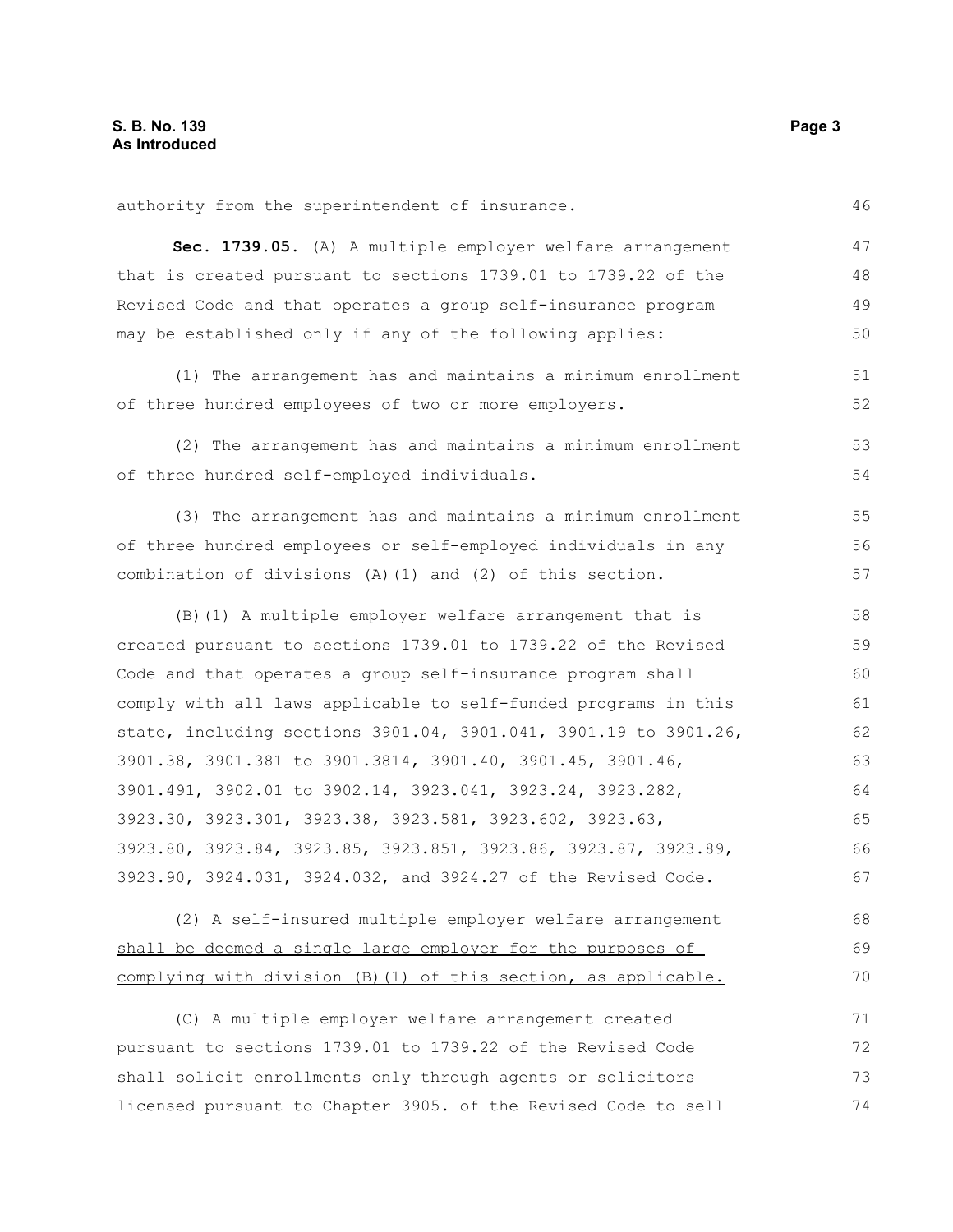authority from the superintendent of insurance.

**Sec. 1739.05.** (A) A multiple employer welfare arrangement that is created pursuant to sections 1739.01 to 1739.22 of the Revised Code and that operates a group self-insurance program may be established only if any of the following applies:

(1) The arrangement has and maintains a minimum enrollment of three hundred employees of two or more employers.

(2) The arrangement has and maintains a minimum enrollment of three hundred self-employed individuals.

(3) The arrangement has and maintains a minimum enrollment of three hundred employees or self-employed individuals in any combination of divisions (A)(1) and (2) of this section.

(B)<u>(1)</u> A multiple employer welfare arrangement that is created pursuant to sections 1739.01 to 1739.22 of the Revised Code and that operates a group self-insurance program shall comply with all laws applicable to self-funded programs in this state, including sections 3901.04, 3901.041, 3901.19 to 3901.26, 3901.38, 3901.381 to 3901.3814, 3901.40, 3901.45, 3901.46, 3901.491, 3902.01 to 3902.14, 3923.041, 3923.24, 3923.282, 3923.30, 3923.301, 3923.38, 3923.581, 3923.602, 3923.63, 3923.80, 3923.84, 3923.85, 3923.851, 3923.86, 3923.87, 3923.89, 3923.90, 3924.031, 3924.032, and 3924.27 of the Revised Code.

<u>(2) A self-insured multiple employer welfare arrangement shall be deemed a single large employer for the purposes of complying with division (B)(1) of this section, as applicable.</u>

(C) A multiple employer welfare arrangement created pursuant to sections 1739.01 to 1739.22 of the Revised Code shall solicit enrollments only through agents or solicitors licensed pursuant to Chapter 3905. of the Revised Code to sell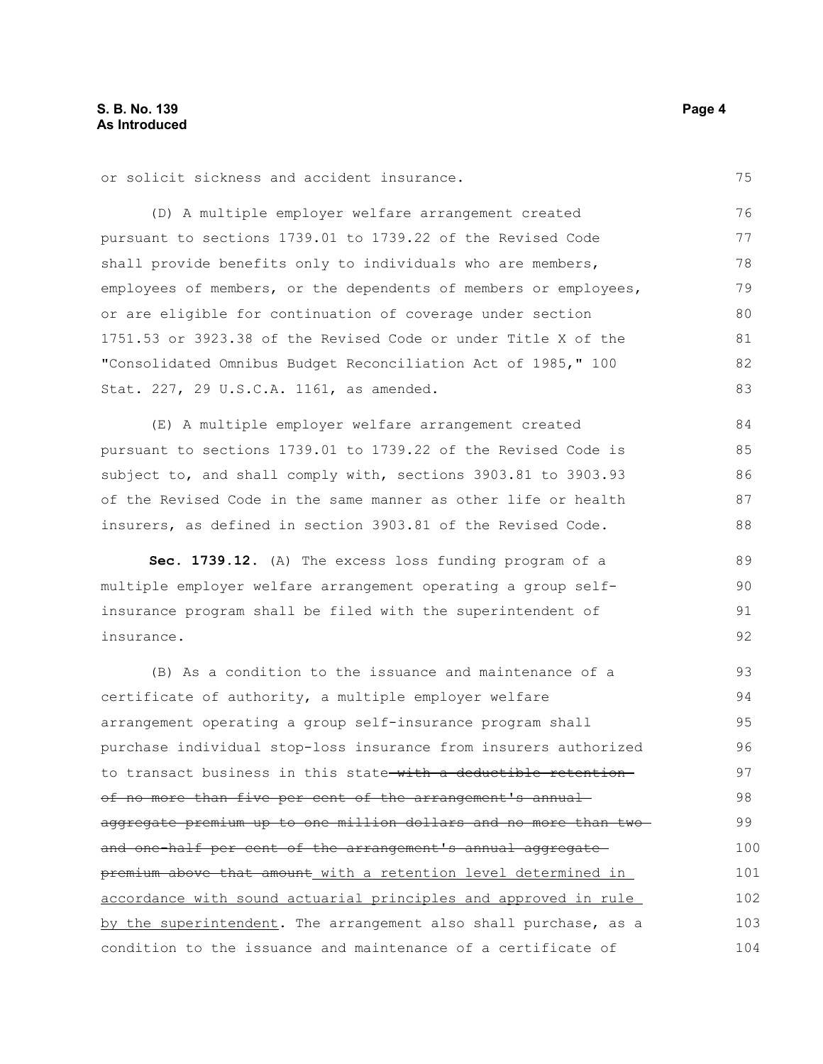or solicit sickness and accident insurance.

(D) A multiple employer welfare arrangement created pursuant to sections 1739.01 to 1739.22 of the Revised Code shall provide benefits only to individuals who are members, employees of members, or the dependents of members or employees, or are eligible for continuation of coverage under section 1751.53 or 3923.38 of the Revised Code or under Title X of the "Consolidated Omnibus Budget Reconciliation Act of 1985," 100 Stat. 227, 29 U.S.C.A. 1161, as amended.

(E) A multiple employer welfare arrangement created pursuant to sections 1739.01 to 1739.22 of the Revised Code is subject to, and shall comply with, sections 3903.81 to 3903.93 of the Revised Code in the same manner as other life or health insurers, as defined in section 3903.81 of the Revised Code.

**Sec. 1739.12.** (A) The excess loss funding program of a multiple employer welfare arrangement operating a group self-insurance program shall be filed with the superintendent of insurance.

(B) As a condition to the issuance and maintenance of a certificate of authority, a multiple employer welfare arrangement operating a group self-insurance program shall purchase individual stop-loss insurance from insurers authorized to transact business in this state ~~with a deductible retention of no more than five per cent of the arrangement's annual aggregate premium up to one million dollars and no more than two and one-half per cent of the arrangement's annual aggregate premium above that amount~~ <u>with a retention level determined in accordance with sound actuarial principles and approved in rule by the superintendent</u>. The arrangement also shall purchase, as a condition to the issuance and maintenance of a certificate of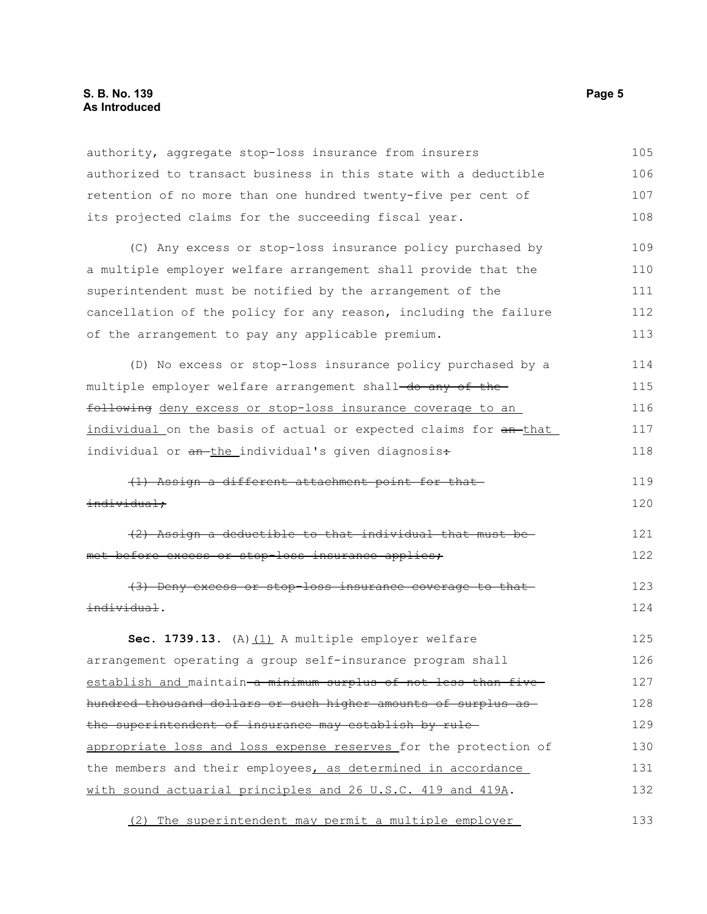authority, aggregate stop-loss insurance from insurers authorized to transact business in this state with a deductible retention of no more than one hundred twenty-five per cent of its projected claims for the succeeding fiscal year.

(C) Any excess or stop-loss insurance policy purchased by a multiple employer welfare arrangement shall provide that the superintendent must be notified by the arrangement of the cancellation of the policy for any reason, including the failure of the arrangement to pay any applicable premium.

(D) No excess or stop-loss insurance policy purchased by a multiple employer welfare arrangement shall ~~do any of the following~~ deny excess or stop-loss insurance coverage to an individual on the basis of actual or expected claims for ~~an~~ that individual or ~~an~~ the individual's given diagnosis~~:~~

~~(1) Assign a different attachment point for that individual;~~

~~(2) Assign a deductible to that individual that must be met before excess or stop-loss insurance applies;~~

~~(3) Deny excess or stop-loss insurance coverage to that individual~~.

**Sec. 1739.13.** (A)(1) A multiple employer welfare arrangement operating a group self-insurance program shall establish and maintain ~~a minimum surplus of not less than five hundred thousand dollars or such higher amounts of surplus as the superintendent of insurance may establish by rule~~ appropriate loss and loss expense reserves for the protection of the members and their employees, as determined in accordance with sound actuarial principles and 26 U.S.C. 419 and 419A.

(2) The superintendent may permit a multiple employer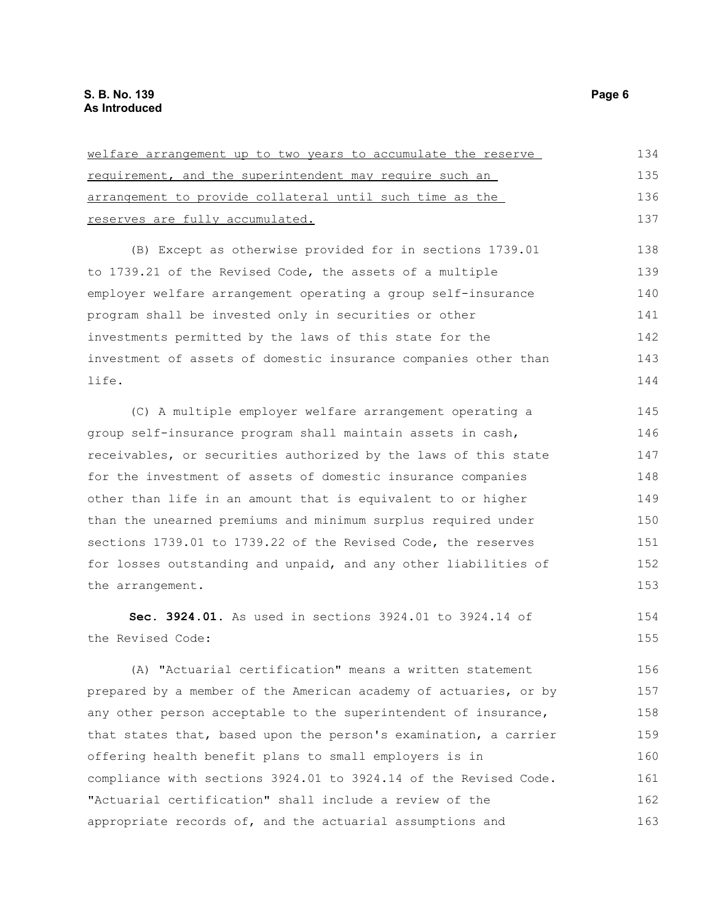welfare arrangement up to two years to accumulate the reserve requirement, and the superintendent may require such an arrangement to provide collateral until such time as the reserves are fully accumulated.

(B) Except as otherwise provided for in sections 1739.01 to 1739.21 of the Revised Code, the assets of a multiple employer welfare arrangement operating a group self-insurance program shall be invested only in securities or other investments permitted by the laws of this state for the investment of assets of domestic insurance companies other than life.

(C) A multiple employer welfare arrangement operating a group self-insurance program shall maintain assets in cash, receivables, or securities authorized by the laws of this state for the investment of assets of domestic insurance companies other than life in an amount that is equivalent to or higher than the unearned premiums and minimum surplus required under sections 1739.01 to 1739.22 of the Revised Code, the reserves for losses outstanding and unpaid, and any other liabilities of the arrangement.

**Sec. 3924.01.** As used in sections 3924.01 to 3924.14 of the Revised Code:

(A) "Actuarial certification" means a written statement prepared by a member of the American academy of actuaries, or by any other person acceptable to the superintendent of insurance, that states that, based upon the person's examination, a carrier offering health benefit plans to small employers is in compliance with sections 3924.01 to 3924.14 of the Revised Code. "Actuarial certification" shall include a review of the appropriate records of, and the actuarial assumptions and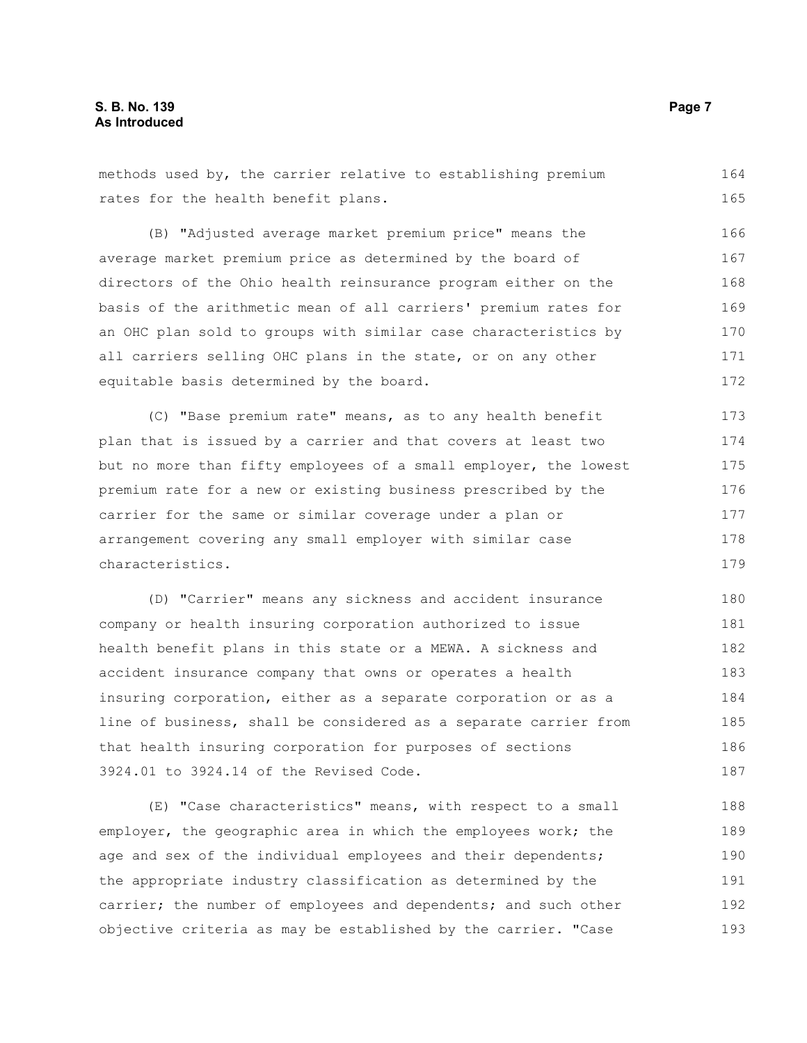methods used by, the carrier relative to establishing premium rates for the health benefit plans.

(B) "Adjusted average market premium price" means the average market premium price as determined by the board of directors of the Ohio health reinsurance program either on the basis of the arithmetic mean of all carriers' premium rates for an OHC plan sold to groups with similar case characteristics by all carriers selling OHC plans in the state, or on any other equitable basis determined by the board.

(C) "Base premium rate" means, as to any health benefit plan that is issued by a carrier and that covers at least two but no more than fifty employees of a small employer, the lowest premium rate for a new or existing business prescribed by the carrier for the same or similar coverage under a plan or arrangement covering any small employer with similar case characteristics.

(D) "Carrier" means any sickness and accident insurance company or health insuring corporation authorized to issue health benefit plans in this state or a MEWA. A sickness and accident insurance company that owns or operates a health insuring corporation, either as a separate corporation or as a line of business, shall be considered as a separate carrier from that health insuring corporation for purposes of sections 3924.01 to 3924.14 of the Revised Code.

(E) "Case characteristics" means, with respect to a small employer, the geographic area in which the employees work; the age and sex of the individual employees and their dependents; the appropriate industry classification as determined by the carrier; the number of employees and dependents; and such other objective criteria as may be established by the carrier. "Case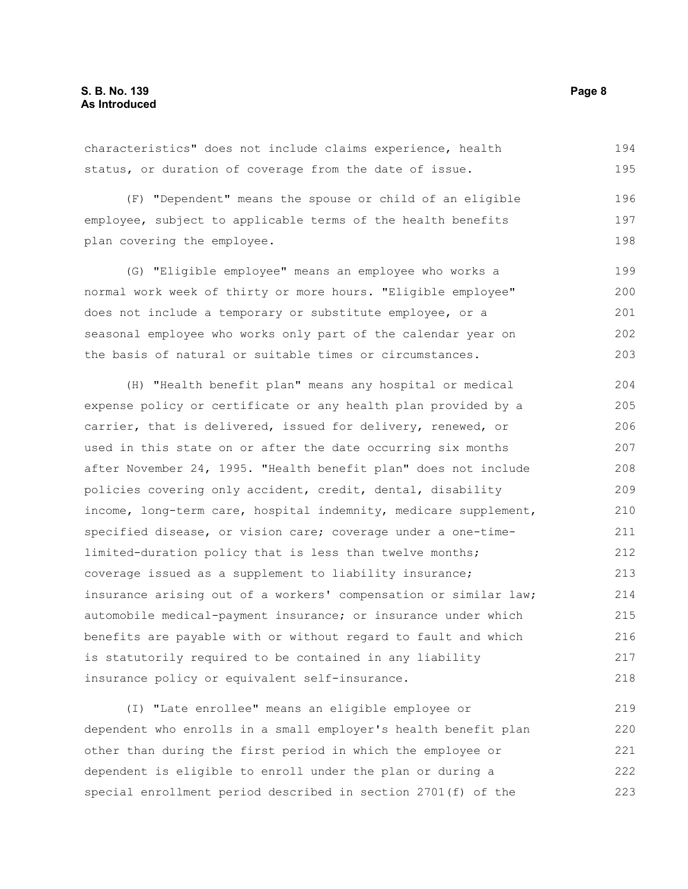characteristics" does not include claims experience, health status, or duration of coverage from the date of issue.

(F) "Dependent" means the spouse or child of an eligible employee, subject to applicable terms of the health benefits plan covering the employee.

(G) "Eligible employee" means an employee who works a normal work week of thirty or more hours. "Eligible employee" does not include a temporary or substitute employee, or a seasonal employee who works only part of the calendar year on the basis of natural or suitable times or circumstances.

(H) "Health benefit plan" means any hospital or medical expense policy or certificate or any health plan provided by a carrier, that is delivered, issued for delivery, renewed, or used in this state on or after the date occurring six months after November 24, 1995. "Health benefit plan" does not include policies covering only accident, credit, dental, disability income, long-term care, hospital indemnity, medicare supplement, specified disease, or vision care; coverage under a one-time-limited-duration policy that is less than twelve months; coverage issued as a supplement to liability insurance; insurance arising out of a workers' compensation or similar law; automobile medical-payment insurance; or insurance under which benefits are payable with or without regard to fault and which is statutorily required to be contained in any liability insurance policy or equivalent self-insurance.

(I) "Late enrollee" means an eligible employee or dependent who enrolls in a small employer's health benefit plan other than during the first period in which the employee or dependent is eligible to enroll under the plan or during a special enrollment period described in section 2701(f) of the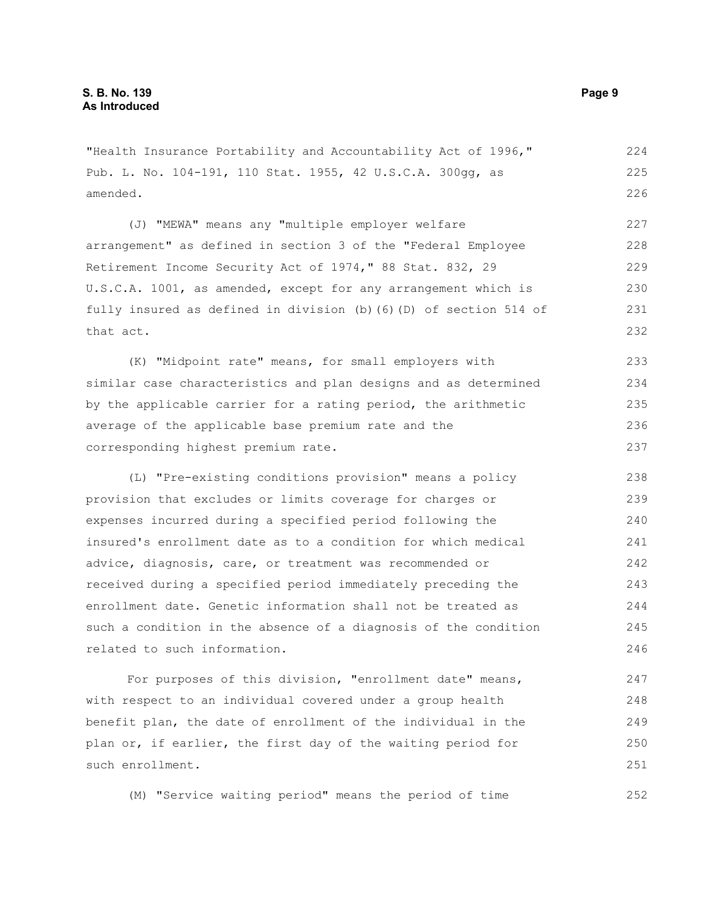"Health Insurance Portability and Accountability Act of 1996," Pub. L. No. 104-191, 110 Stat. 1955, 42 U.S.C.A. 300gg, as amended.

(J) "MEWA" means any "multiple employer welfare arrangement" as defined in section 3 of the "Federal Employee Retirement Income Security Act of 1974," 88 Stat. 832, 29 U.S.C.A. 1001, as amended, except for any arrangement which is fully insured as defined in division (b)(6)(D) of section 514 of that act.

(K) "Midpoint rate" means, for small employers with similar case characteristics and plan designs and as determined by the applicable carrier for a rating period, the arithmetic average of the applicable base premium rate and the corresponding highest premium rate.

(L) "Pre-existing conditions provision" means a policy provision that excludes or limits coverage for charges or expenses incurred during a specified period following the insured's enrollment date as to a condition for which medical advice, diagnosis, care, or treatment was recommended or received during a specified period immediately preceding the enrollment date. Genetic information shall not be treated as such a condition in the absence of a diagnosis of the condition related to such information.

For purposes of this division, "enrollment date" means, with respect to an individual covered under a group health benefit plan, the date of enrollment of the individual in the plan or, if earlier, the first day of the waiting period for such enrollment.

(M) "Service waiting period" means the period of time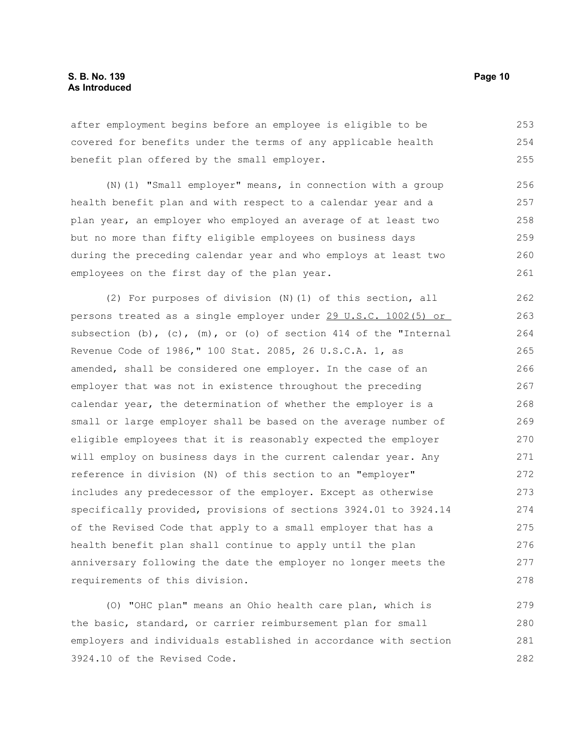after employment begins before an employee is eligible to be covered for benefits under the terms of any applicable health benefit plan offered by the small employer.

(N)(1) "Small employer" means, in connection with a group health benefit plan and with respect to a calendar year and a plan year, an employer who employed an average of at least two but no more than fifty eligible employees on business days during the preceding calendar year and who employs at least two employees on the first day of the plan year.

(2) For purposes of division (N)(1) of this section, all persons treated as a single employer under <u>29 U.S.C. 1002(5) or</u> subsection (b), (c), (m), or (o) of section 414 of the "Internal Revenue Code of 1986," 100 Stat. 2085, 26 U.S.C.A. 1, as amended, shall be considered one employer. In the case of an employer that was not in existence throughout the preceding calendar year, the determination of whether the employer is a small or large employer shall be based on the average number of eligible employees that it is reasonably expected the employer will employ on business days in the current calendar year. Any reference in division (N) of this section to an "employer" includes any predecessor of the employer. Except as otherwise specifically provided, provisions of sections 3924.01 to 3924.14 of the Revised Code that apply to a small employer that has a health benefit plan shall continue to apply until the plan anniversary following the date the employer no longer meets the requirements of this division.

(O) "OHC plan" means an Ohio health care plan, which is the basic, standard, or carrier reimbursement plan for small employers and individuals established in accordance with section 3924.10 of the Revised Code.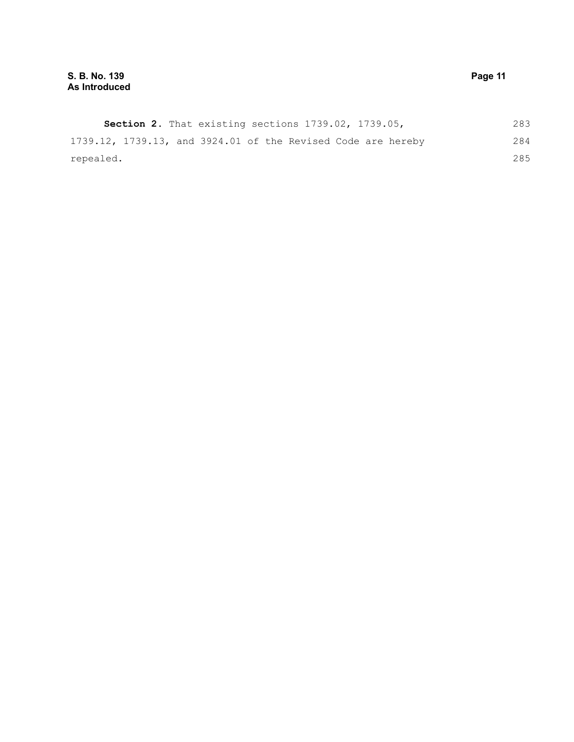**Section 2.** That existing sections 1739.02, 1739.05, 1739.12, 1739.13, and 3924.01 of the Revised Code are hereby repealed.